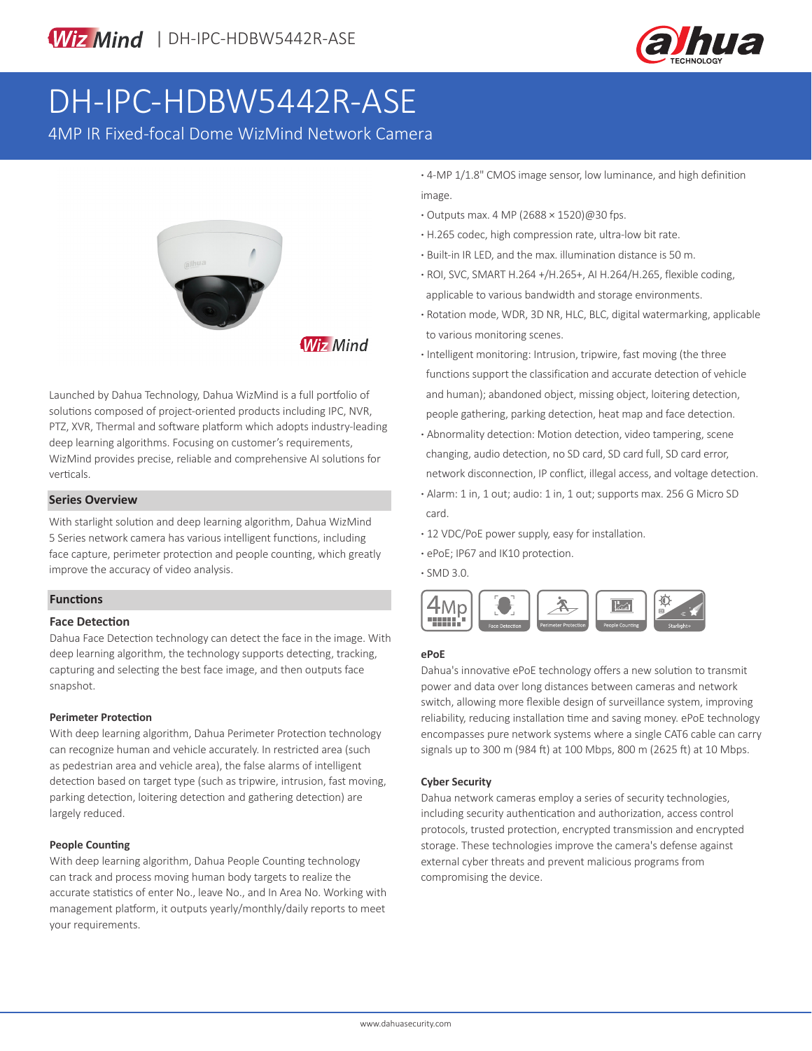# DH-IPC-HDBW5442R-ASE

4MP IR Fixed-focal Dome WizMind Network Camera

- 4-MP 1/1.8" CMOS image sensor, low luminance, and high definition image.
- Outputs max. 4 MP (2688 × 1520)@30 fps.
- H.265 codec, high compression rate, ultra-low bit rate.
- Built-in IR LED, and the max. illumination distance is 50 m.
- ROI, SVC, SMART H.264 +/H.265+, AI H.264/H.265, flexible coding, applicable to various bandwidth and storage environments.
- Rotation mode, WDR, 3D NR, HLC, BLC, digital watermarking, applicable to various monitoring scenes.
- Intelligent monitoring: Intrusion, tripwire, fast moving (the three functions support the classification and accurate detection of vehicle and human); abandoned object, missing object, loitering detection, people gathering, parking detection, heat map and face detection.
- Abnormality detection: Motion detection, video tampering, scene changing, audio detection, no SD card, SD card full, SD card error, network disconnection, IP conflict, illegal access, and voltage detection.
- Alarm: 1 in, 1 out; audio: 1 in, 1 out; supports max. 256 G Micro SD card.
- 12 VDC/PoE power supply, easy for installation.
- ePoE; IP67 and IK10 protection.
- SMD 3.0.

Launched by Dahua Technology, Dahua WizMind is a full portfolio of solutions composed of project-oriented products including IPC, NVR, PTZ, XVR, Thermal and software platform which adopts industry-leading deep learning algorithms. Focusing on customer's requirements, WizMind provides precise, reliable and comprehensive AI solutions for verticals.

## Series Overview

With starlight solution and deep learning algorithm, Dahua WizMind 5 Series network camera has various intelligent functions, including face capture, perimeter protection and people counting, which greatly improve the accuracy of video analysis.

## Functions

### Face Detection

Dahua Face Detection technology can detect the face in the image. With deep learning algorithm, the technology supports detecting, tracking, capturing and selecting the best face image, and then outputs face snapshot.

### Perimeter Protection

With deep learning algorithm, Dahua Perimeter Protection technology can recognize human and vehicle accurately. In restricted area (such as pedestrian area and vehicle area), the false alarms of intelligent detection based on target type (such as tripwire, intrusion, fast moving, parking detection, loitering detection and gathering detection) are largely reduced.

### People Counting

With deep learning algorithm, Dahua People Counting technology can track and process moving human body targets to realize the accurate statistics of enter No., leave No., and In Area No. Working with management platform, it outputs yearly/monthly/daily reports to meet your requirements.

### ePoE

Dahua's innovative ePoE technology offers a new solution to transmit power and data over long distances between cameras and network switch, allowing more flexible design of surveillance system, improving reliability, reducing installation time and saving money. ePoE technology encompasses pure network systems where a single CAT6 cable can carry signals up to 300 m (984 ft) at 100 Mbps, 800 m (2625 ft) at 10 Mbps.

### Cyber Security

Dahua network cameras employ a series of security technologies, including security authentication and authorization, access control protocols, trusted protection, encrypted transmission and encrypted storage. These technologies improve the camera's defense against external cyber threats and prevent malicious programs from compromising the device.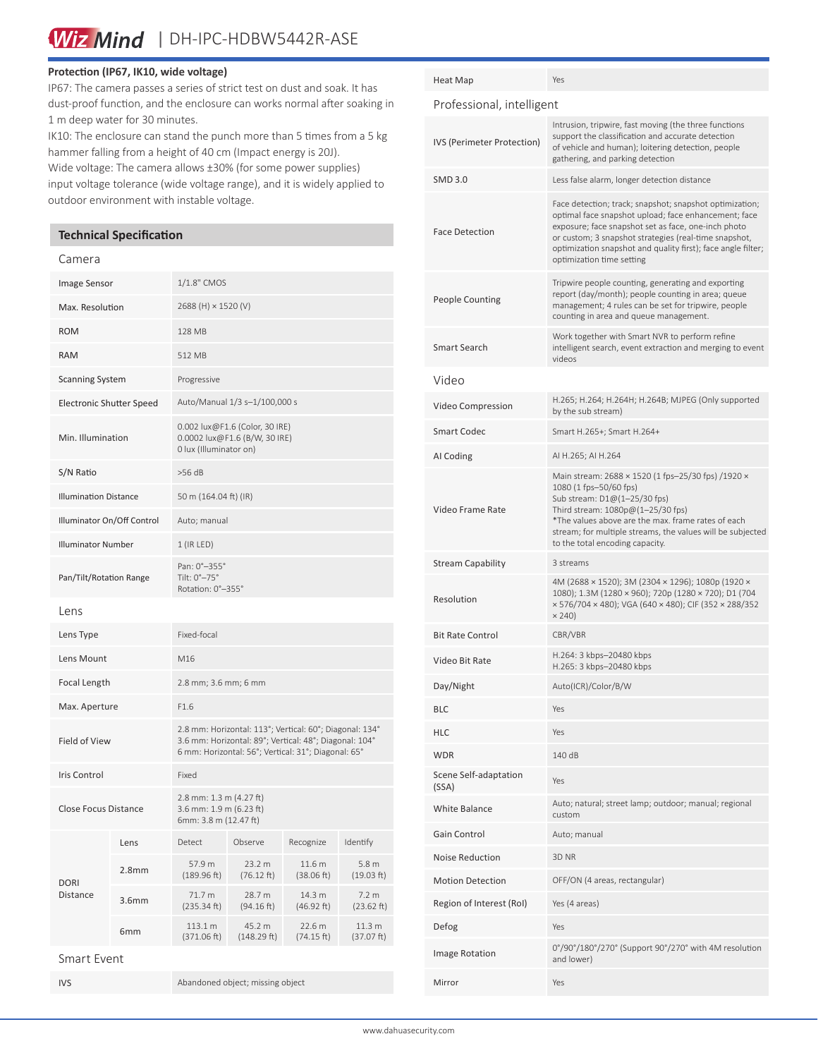### Protection (IP67, IK10, wide voltage)

IP67: The camera passes a series of strict test on dust and soak. It has dust-proof function, and the enclosure can works normal after soaking in 1 m deep water for 30 minutes.

IK10: The enclosure can stand the punch more than 5 times from a 5 kg hammer falling from a height of 40 cm (Impact energy is 20J).

Wide voltage: The camera allows ±30% (for some power supplies) input voltage tolerance (wide voltage range), and it is widely applied to outdoor environment with instable voltage.

## Technical Specification

### Camera

| | |
|---|---|
| Image Sensor | 1/1.8" CMOS |
| Max. Resolution | 2688 (H) × 1520 (V) |
| ROM | 128 MB |
| RAM | 512 MB |
| Scanning System | Progressive |
| Electronic Shutter Speed | Auto/Manual 1/3 s–1/100,000 s |
| Min. Illumination | 0.002 lux@F1.6 (Color, 30 IRE)<br>0.0002 lux@F1.6 (B/W, 30 IRE)<br>0 lux (Illuminator on) |
| S/N Ratio | >56 dB |
| Illumination Distance | 50 m (164.04 ft) (IR) |
| Illuminator On/Off Control | Auto; manual |
| Illuminator Number | 1 (IR LED) |
| Pan/Tilt/Rotation Range | Pan: 0°–355°<br>Tilt: 0°–75°<br>Rotation: 0°–355° |

### Lens

| | | | | | |
|---|---|---|---|---|---|
| Lens Type | Fixed-focal | | | | |
| Lens Mount | M16 | | | | |
| Focal Length | 2.8 mm; 3.6 mm; 6 mm | | | | |
| Max. Aperture | F1.6 | | | | |
| Field of View | 2.8 mm: Horizontal: 113°; Vertical: 60°; Diagonal: 134°<br>3.6 mm: Horizontal: 89°; Vertical: 48°; Diagonal: 104°<br>6 mm: Horizontal: 56°; Vertical: 31°; Diagonal: 65° | | | | |
| Iris Control | Fixed | | | | |
| Close Focus Distance | 2.8 mm: 1.3 m (4.27 ft)<br>3.6 mm: 1.9 m (6.23 ft)<br>6mm: 3.8 m (12.47 ft) | | | | |
| DORI Distance | Lens | Detect | Observe | Recognize | Identify |
| | 2.8mm | 57.9 m (189.96 ft) | 23.2 m (76.12 ft) | 11.6 m (38.06 ft) | 5.8 m (19.03 ft) |
| | 3.6mm | 71.7 m (235.34 ft) | 28.7 m (94.16 ft) | 14.3 m (46.92 ft) | 7.2 m (23.62 ft) |
| | 6mm | 113.1 m (371.06 ft) | 45.2 m (148.29 ft) | 22.6 m (74.15 ft) | 11.3 m (37.07 ft) |

### Smart Event

| | |
|---|---|
| IVS | Abandoned object; missing object |
| Heat Map | Yes |

### Professional, intelligent

| | |
|---|---|
| IVS (Perimeter Protection) | Intrusion, tripwire, fast moving (the three functions support the classification and accurate detection of vehicle and human); loitering detection, people gathering, and parking detection |
| SMD 3.0 | Less false alarm, longer detection distance |
| Face Detection | Face detection; track; snapshot; snapshot optimization; optimal face snapshot upload; face enhancement; face exposure; face snapshot set as face, one-inch photo or custom; 3 snapshot strategies (real-time snapshot, optimization snapshot and quality first); face angle filter; optimization time setting |
| People Counting | Tripwire people counting, generating and exporting report (day/month); people counting in area; queue management; 4 rules can be set for tripwire, people counting in area and queue management. |
| Smart Search | Work together with Smart NVR to perform refine intelligent search, event extraction and merging to event videos |

### Video

| | |
|---|---|
| Video Compression | H.265; H.264; H.264H; H.264B; MJPEG (Only supported by the sub stream) |
| Smart Codec | Smart H.265+; Smart H.264+ |
| AI Coding | AI H.265; AI H.264 |
| Video Frame Rate | Main stream: 2688 × 1520 (1 fps–25/30 fps) /1920 × 1080 (1 fps–50/60 fps)<br>Sub stream: D1@(1–25/30 fps)<br>Third stream: 1080p@(1–25/30 fps)<br>*The values above are the max. frame rates of each stream; for multiple streams, the values will be subjected to the total encoding capacity. |
| Stream Capability | 3 streams |
| Resolution | 4M (2688 × 1520); 3M (2304 × 1296); 1080p (1920 × 1080); 1.3M (1280 × 960); 720p (1280 × 720); D1 (704 × 576/704 × 480); VGA (640 × 480); CIF (352 × 288/352 × 240) |
| Bit Rate Control | CBR/VBR |
| Video Bit Rate | H.264: 3 kbps–20480 kbps<br>H.265: 3 kbps–20480 kbps |
| Day/Night | Auto(ICR)/Color/B/W |
| BLC | Yes |
| HLC | Yes |
| WDR | 140 dB |
| Scene Self-adaptation (SSA) | Yes |
| White Balance | Auto; natural; street lamp; outdoor; manual; regional custom |
| Gain Control | Auto; manual |
| Noise Reduction | 3D NR |
| Motion Detection | OFF/ON (4 areas, rectangular) |
| Region of Interest (RoI) | Yes (4 areas) |
| Defog | Yes |
| Image Rotation | 0°/90°/180°/270° (Support 90°/270° with 4M resolution and lower) |
| Mirror | Yes |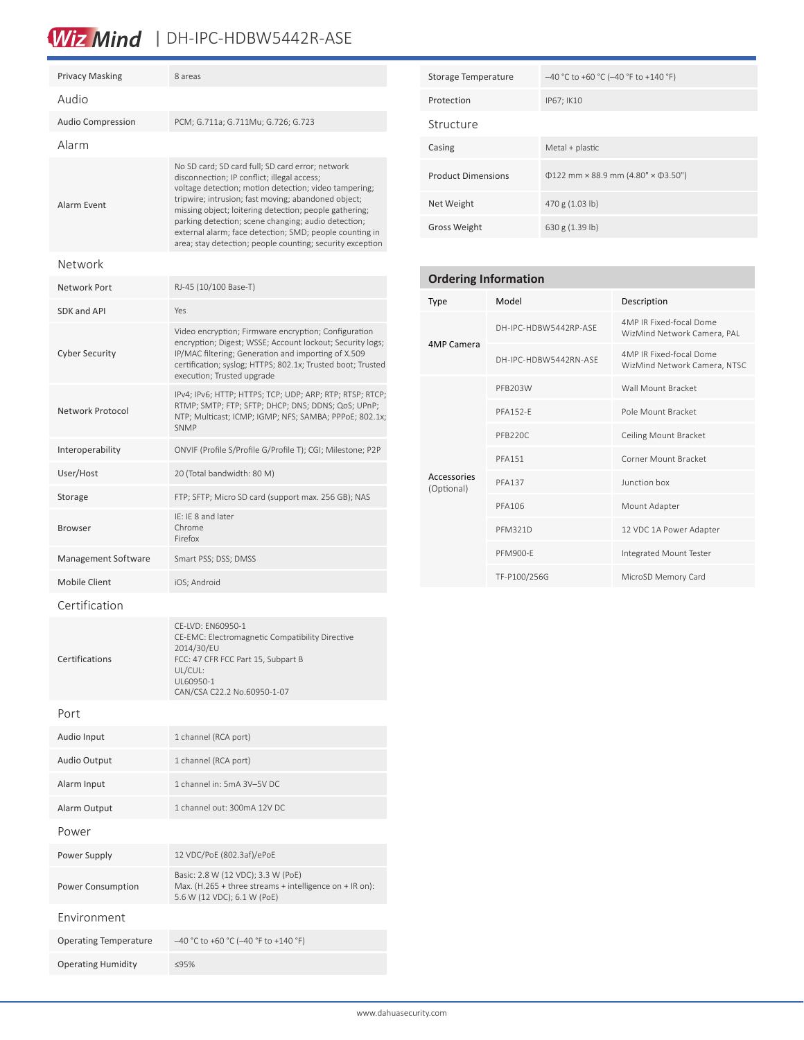| | |
|---|---|
| Privacy Masking | 8 areas |

## Audio

| | |
|---|---|
| Audio Compression | PCM; G.711a; G.711Mu; G.726; G.723 |

## Alarm

| | |
|---|---|
| Alarm Event | No SD card; SD card full; SD card error; network disconnection; IP conflict; illegal access; voltage detection; motion detection; video tampering; tripwire; intrusion; fast moving; abandoned object; missing object; loitering detection; people gathering; parking detection; scene changing; audio detection; external alarm; face detection; SMD; people counting in area; stay detection; people counting; security exception |

## Network

| | |
|---|---|
| Network Port | RJ-45 (10/100 Base-T) |
| SDK and API | Yes |
| Cyber Security | Video encryption; Firmware encryption; Configuration encryption; Digest; WSSE; Account lockout; Security logs; IP/MAC filtering; Generation and importing of X.509 certification; syslog; HTTPS; 802.1x; Trusted boot; Trusted execution; Trusted upgrade |
| Network Protocol | IPv4; IPv6; HTTP; HTTPS; TCP; UDP; ARP; RTP; RTSP; RTCP; RTMP; SMTP; FTP; SFTP; DHCP; DNS; DDNS; QoS; UPnP; NTP; Multicast; ICMP; IGMP; NFS; SAMBA; PPPoE; 802.1x; SNMP |
| Interoperability | ONVIF (Profile S/Profile G/Profile T); CGI; Milestone; P2P |
| User/Host | 20 (Total bandwidth: 80 M) |
| Storage | FTP; SFTP; Micro SD card (support max. 256 GB); NAS |
| Browser | IE: IE 8 and later<br>Chrome<br>Firefox |
| Management Software | Smart PSS; DSS; DMSS |
| Mobile Client | iOS; Android |

## Certification

| | |
|---|---|
| Certifications | CE-LVD: EN60950-1<br>CE-EMC: Electromagnetic Compatibility Directive 2014/30/EU<br>FCC: 47 CFR FCC Part 15, Subpart B<br>UL/CUL:<br>UL60950-1<br>CAN/CSA C22.2 No.60950-1-07 |

## Port

| | |
|---|---|
| Audio Input | 1 channel (RCA port) |
| Audio Output | 1 channel (RCA port) |
| Alarm Input | 1 channel in: 5mA 3V–5V DC |
| Alarm Output | 1 channel out: 300mA 12V DC |

## Power

| | |
|---|---|
| Power Supply | 12 VDC/PoE (802.3af)/ePoE |
| Power Consumption | Basic: 2.8 W (12 VDC); 3.3 W (PoE)<br>Max. (H.265 + three streams + intelligence on + IR on): 5.6 W (12 VDC); 6.1 W (PoE) |

## Environment

| | |
|---|---|
| Operating Temperature | –40 °C to +60 °C (–40 °F to +140 °F) |
| Operating Humidity | ≤95% |
| Storage Temperature | –40 °C to +60 °C (–40 °F to +140 °F) |
| Protection | IP67; IK10 |

## Structure

| | |
|---|---|
| Casing | Metal + plastic |
| Product Dimensions | Φ122 mm × 88.9 mm (4.80" × Φ3.50") |
| Net Weight | 470 g (1.03 lb) |
| Gross Weight | 630 g (1.39 lb) |

## Ordering Information

| Type | Model | Description |
|---|---|---|
| 4MP Camera | DH-IPC-HDBW5442RP-ASE | 4MP IR Fixed-focal Dome WizMind Network Camera, PAL |
| | DH-IPC-HDBW5442RN-ASE | 4MP IR Fixed-focal Dome WizMind Network Camera, NTSC |
| Accessories (Optional) | PFB203W | Wall Mount Bracket |
| | PFA152-E | Pole Mount Bracket |
| | PFB220C | Ceiling Mount Bracket |
| | PFA151 | Corner Mount Bracket |
| | PFA137 | Junction box |
| | PFA106 | Mount Adapter |
| | PFM321D | 12 VDC 1A Power Adapter |
| | PFM900-E | Integrated Mount Tester |
| | TF-P100/256G | MicroSD Memory Card |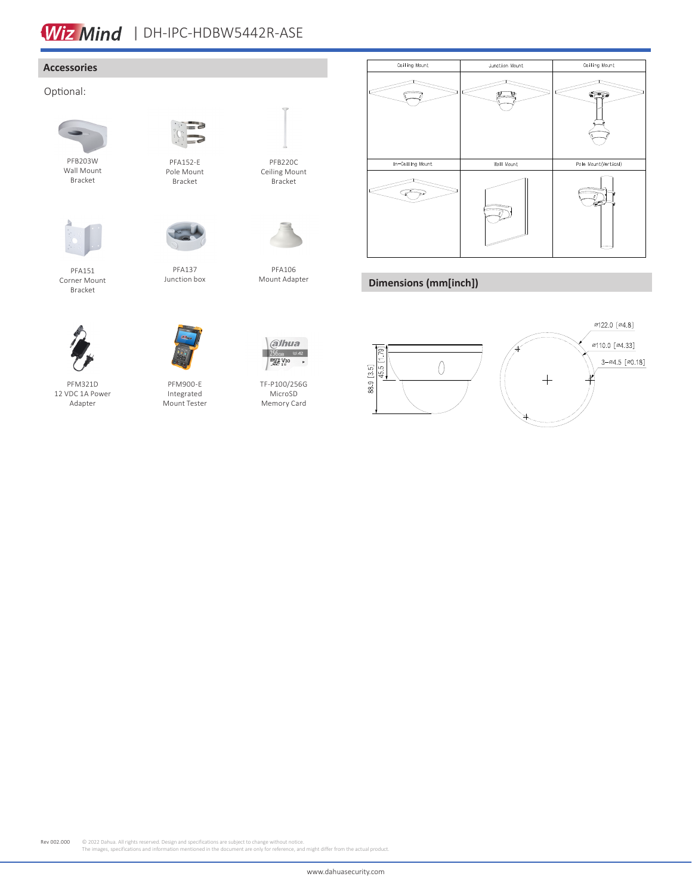## Accessories

Optional:

PFB203W
Wall Mount
Bracket

PFA152-E
Pole Mount
Bracket

PFB220C
Ceiling Mount
Bracket

PFA151
Corner Mount
Bracket

PFA137
Junction box

PFA106
Mount Adapter

PFM321D
12 VDC 1A Power
Adapter

PFM900-E
Integrated
Mount Tester

TF-P100/256G
MicroSD
Memory Card

| Ceiling Mount | Junction Mount | Ceiling Mount |
|---|---|---|
| In-Ceiling Mount | Wall Mount | Pole Mount(Vertical) |

## Dimensions (mm[inch])

Ø122.0 [Ø4.8]

Ø110.0 [Ø4.33]

3–Ø4.5 [Ø0.18]

45.5 [1.79]

88.9 [3.5]

Rev 002.000

© 2022 Dahua. All rights reserved. Design and specifications are subject to change without notice.
The images, specifications and information mentioned in the document are only for reference, and might differ from the actual product.

www.dahuasecurity.com